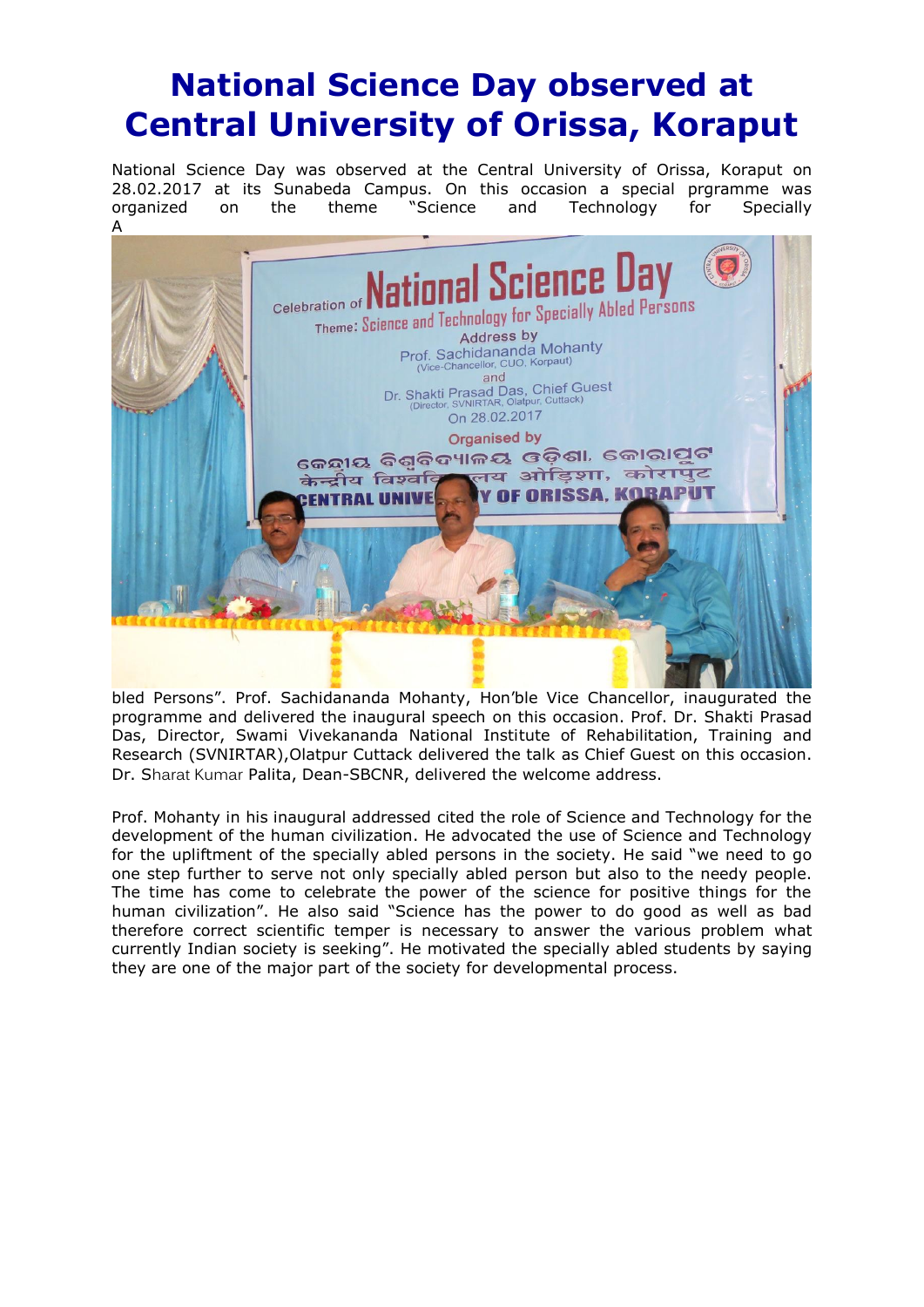# National Science Day observed at Central University of Orissa, Koraput

National Science Day was observed at the Central University of Orissa, Koraput on 28.02.2017 at its Sunabeda Campus. On this occasion a special prgramme was organized on the theme "Science and Technology for Specially Abled Persons". Prof. Sachidananda Mohanty, Hon'ble Vice Chancellor, inaugurated the programme and delivered the inaugural speech on this occasion. Prof. Dr. Shakti Prasad Das, Director, Swami Vivekananda National Institute of Rehabilitation, Training and Research (SVNIRTAR),Olatpur Cuttack delivered the talk as Chief Guest on this occasion. Dr. Sharat Kumar Palita, Dean-SBCNR, delivered the welcome address.

Prof. Mohanty in his inaugural addressed cited the role of Science and Technology for the development of the human civilization. He advocated the use of Science and Technology for the upliftment of the specially abled persons in the society. He said "we need to go one step further to serve not only specially abled person but also to the needy people. The time has come to celebrate the power of the science for positive things for the human civilization". He also said "Science has the power to do good as well as bad therefore correct scientific temper is necessary to answer the various problem what currently Indian society is seeking". He motivated the specially abled students by saying they are one of the major part of the society for developmental process.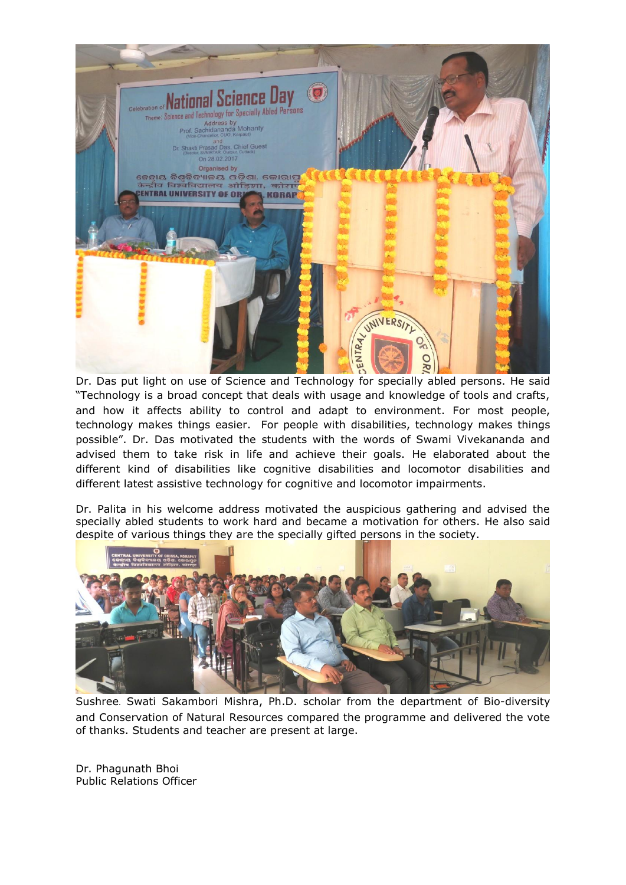Dr. Das put light on use of Science and Technology for specially abled persons. He said "Technology is a broad concept that deals with usage and knowledge of tools and crafts, and how it affects ability to control and adapt to environment. For most people, technology makes things easier. For people with disabilities, technology makes things possible". Dr. Das motivated the students with the words of Swami Vivekananda and advised them to take risk in life and achieve their goals. He elaborated about the different kind of disabilities like cognitive disabilities and locomotor disabilities and different latest assistive technology for cognitive and locomotor impairments.

Dr. Palita in his welcome address motivated the auspicious gathering and advised the specially abled students to work hard and became a motivation for others. He also said despite of various things they are the specially gifted persons in the society.

Sushree. Swati Sakambori Mishra, Ph.D. scholar from the department of Bio-diversity and Conservation of Natural Resources compared the programme and delivered the vote of thanks. Students and teacher are present at large.

Dr. Phagunath Bhoi
Public Relations Officer